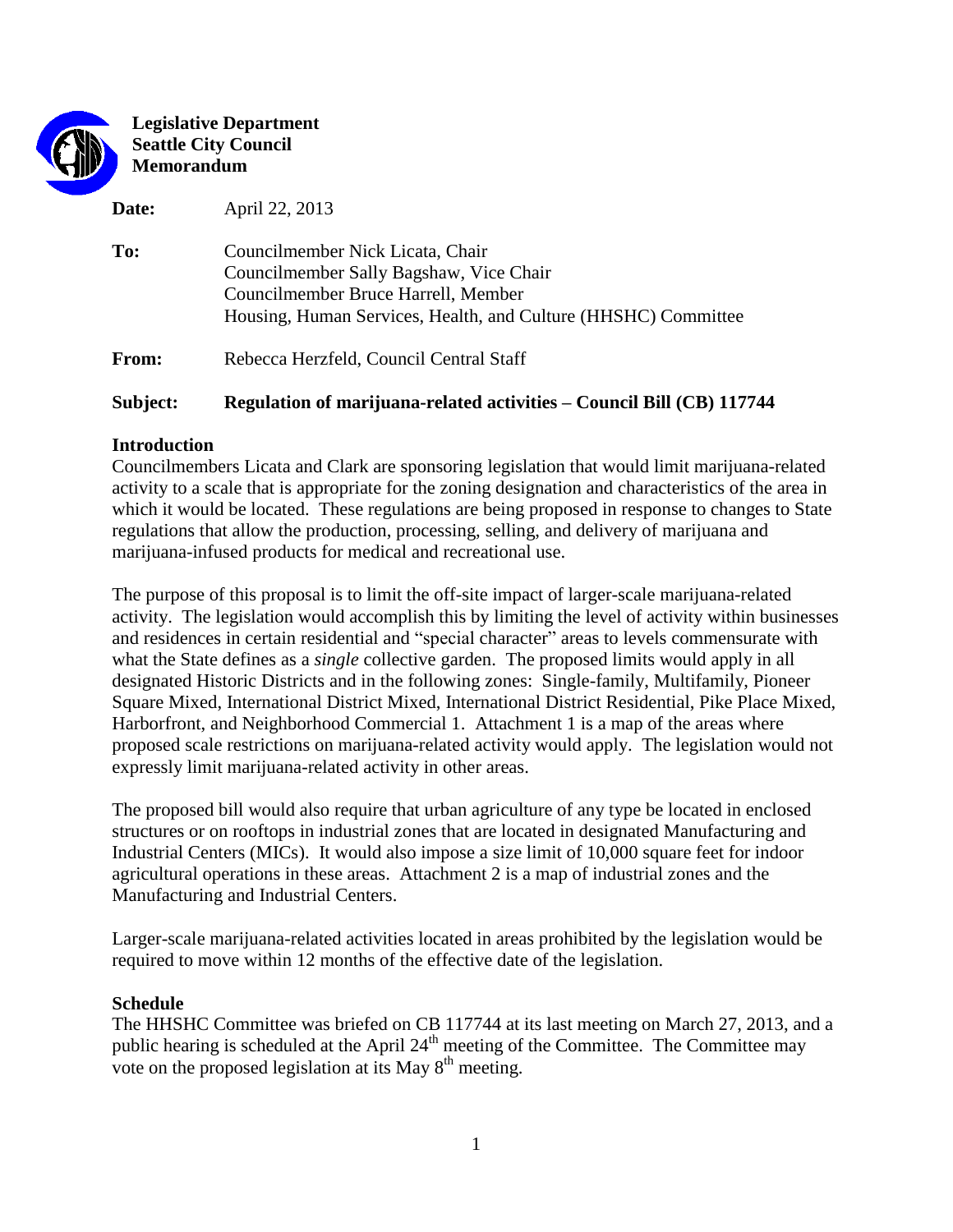**Legislative Department**
**Seattle City Council**
**Memorandum**

**Date:** April 22, 2013

**To:** Councilmember Nick Licata, Chair
Councilmember Sally Bagshaw, Vice Chair
Councilmember Bruce Harrell, Member
Housing, Human Services, Health, and Culture (HHSHC) Committee

**From:** Rebecca Herzfeld, Council Central Staff

**Subject:** **Regulation of marijuana-related activities – Council Bill (CB) 117744**

## Introduction

Councilmembers Licata and Clark are sponsoring legislation that would limit marijuana-related activity to a scale that is appropriate for the zoning designation and characteristics of the area in which it would be located. These regulations are being proposed in response to changes to State regulations that allow the production, processing, selling, and delivery of marijuana and marijuana-infused products for medical and recreational use.

The purpose of this proposal is to limit the off-site impact of larger-scale marijuana-related activity. The legislation would accomplish this by limiting the level of activity within businesses and residences in certain residential and "special character" areas to levels commensurate with what the State defines as a *single* collective garden. The proposed limits would apply in all designated Historic Districts and in the following zones: Single-family, Multifamily, Pioneer Square Mixed, International District Mixed, International District Residential, Pike Place Mixed, Harborfront, and Neighborhood Commercial 1. Attachment 1 is a map of the areas where proposed scale restrictions on marijuana-related activity would apply. The legislation would not expressly limit marijuana-related activity in other areas.

The proposed bill would also require that urban agriculture of any type be located in enclosed structures or on rooftops in industrial zones that are located in designated Manufacturing and Industrial Centers (MICs). It would also impose a size limit of 10,000 square feet for indoor agricultural operations in these areas. Attachment 2 is a map of industrial zones and the Manufacturing and Industrial Centers.

Larger-scale marijuana-related activities located in areas prohibited by the legislation would be required to move within 12 months of the effective date of the legislation.

## Schedule

The HHSHC Committee was briefed on CB 117744 at its last meeting on March 27, 2013, and a public hearing is scheduled at the April 24th meeting of the Committee. The Committee may vote on the proposed legislation at its May 8th meeting.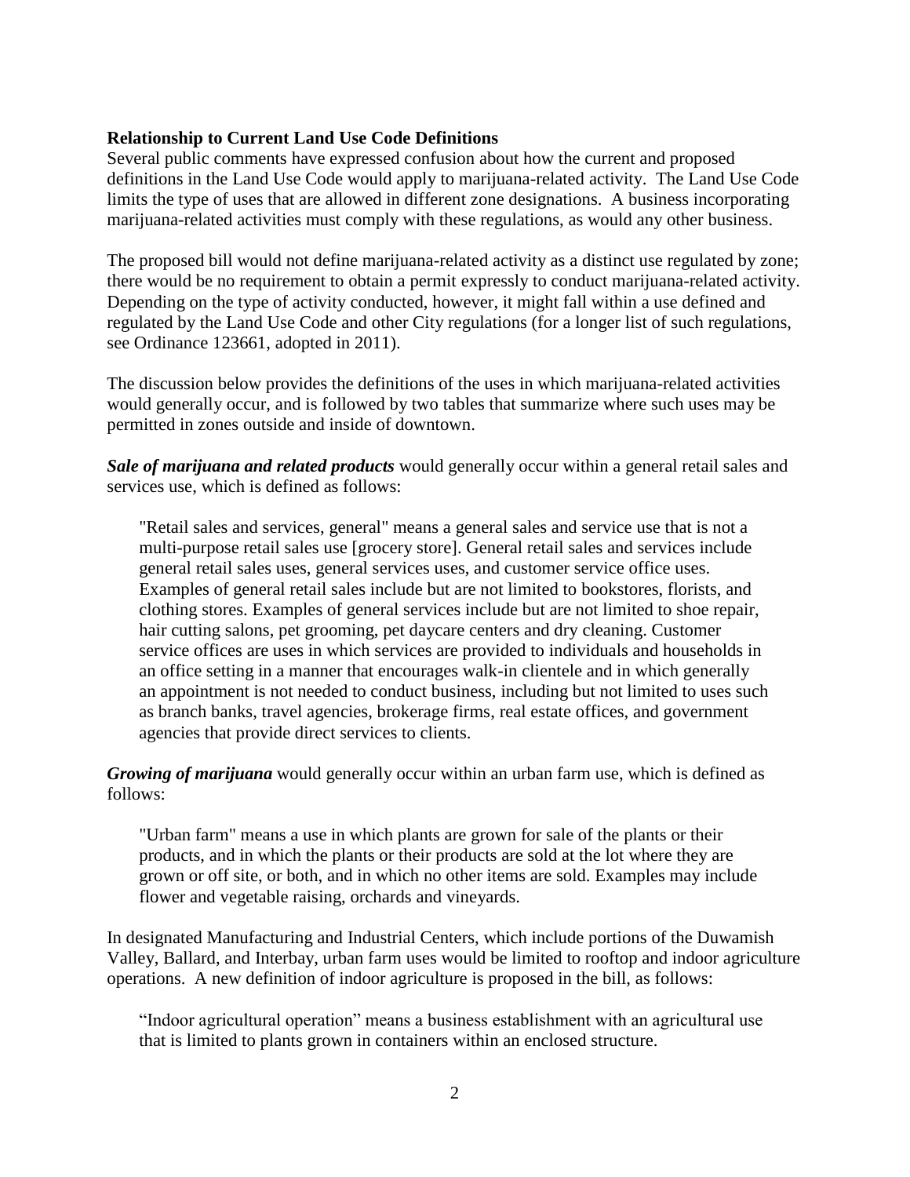**Relationship to Current Land Use Code Definitions**

Several public comments have expressed confusion about how the current and proposed definitions in the Land Use Code would apply to marijuana-related activity. The Land Use Code limits the type of uses that are allowed in different zone designations. A business incorporating marijuana-related activities must comply with these regulations, as would any other business.

The proposed bill would not define marijuana-related activity as a distinct use regulated by zone; there would be no requirement to obtain a permit expressly to conduct marijuana-related activity. Depending on the type of activity conducted, however, it might fall within a use defined and regulated by the Land Use Code and other City regulations (for a longer list of such regulations, see Ordinance 123661, adopted in 2011).

The discussion below provides the definitions of the uses in which marijuana-related activities would generally occur, and is followed by two tables that summarize where such uses may be permitted in zones outside and inside of downtown.

***Sale of marijuana and related products*** would generally occur within a general retail sales and services use, which is defined as follows:

> "Retail sales and services, general" means a general sales and service use that is not a multi-purpose retail sales use [grocery store]. General retail sales and services include general retail sales uses, general services uses, and customer service office uses. Examples of general retail sales include but are not limited to bookstores, florists, and clothing stores. Examples of general services include but are not limited to shoe repair, hair cutting salons, pet grooming, pet daycare centers and dry cleaning. Customer service offices are uses in which services are provided to individuals and households in an office setting in a manner that encourages walk-in clientele and in which generally an appointment is not needed to conduct business, including but not limited to uses such as branch banks, travel agencies, brokerage firms, real estate offices, and government agencies that provide direct services to clients.

***Growing of marijuana*** would generally occur within an urban farm use, which is defined as follows:

> "Urban farm" means a use in which plants are grown for sale of the plants or their products, and in which the plants or their products are sold at the lot where they are grown or off site, or both, and in which no other items are sold. Examples may include flower and vegetable raising, orchards and vineyards.

In designated Manufacturing and Industrial Centers, which include portions of the Duwamish Valley, Ballard, and Interbay, urban farm uses would be limited to rooftop and indoor agriculture operations. A new definition of indoor agriculture is proposed in the bill, as follows:

> "Indoor agricultural operation" means a business establishment with an agricultural use that is limited to plants grown in containers within an enclosed structure.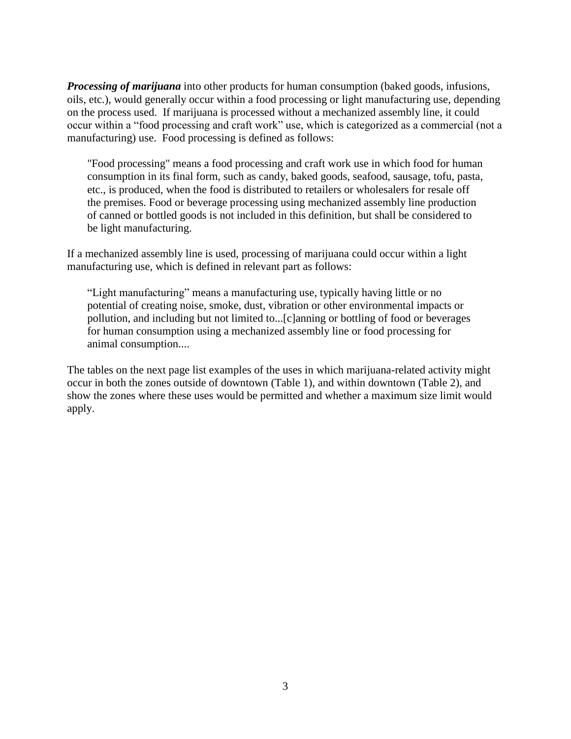***Processing of marijuana*** into other products for human consumption (baked goods, infusions, oils, etc.), would generally occur within a food processing or light manufacturing use, depending on the process used. If marijuana is processed without a mechanized assembly line, it could occur within a "food processing and craft work" use, which is categorized as a commercial (not a manufacturing) use. Food processing is defined as follows:

> "Food processing" means a food processing and craft work use in which food for human consumption in its final form, such as candy, baked goods, seafood, sausage, tofu, pasta, etc., is produced, when the food is distributed to retailers or wholesalers for resale off the premises. Food or beverage processing using mechanized assembly line production of canned or bottled goods is not included in this definition, but shall be considered to be light manufacturing.

If a mechanized assembly line is used, processing of marijuana could occur within a light manufacturing use, which is defined in relevant part as follows:

> "Light manufacturing" means a manufacturing use, typically having little or no potential of creating noise, smoke, dust, vibration or other environmental impacts or pollution, and including but not limited to...[c]anning or bottling of food or beverages for human consumption using a mechanized assembly line or food processing for animal consumption....

The tables on the next page list examples of the uses in which marijuana-related activity might occur in both the zones outside of downtown (Table 1), and within downtown (Table 2), and show the zones where these uses would be permitted and whether a maximum size limit would apply.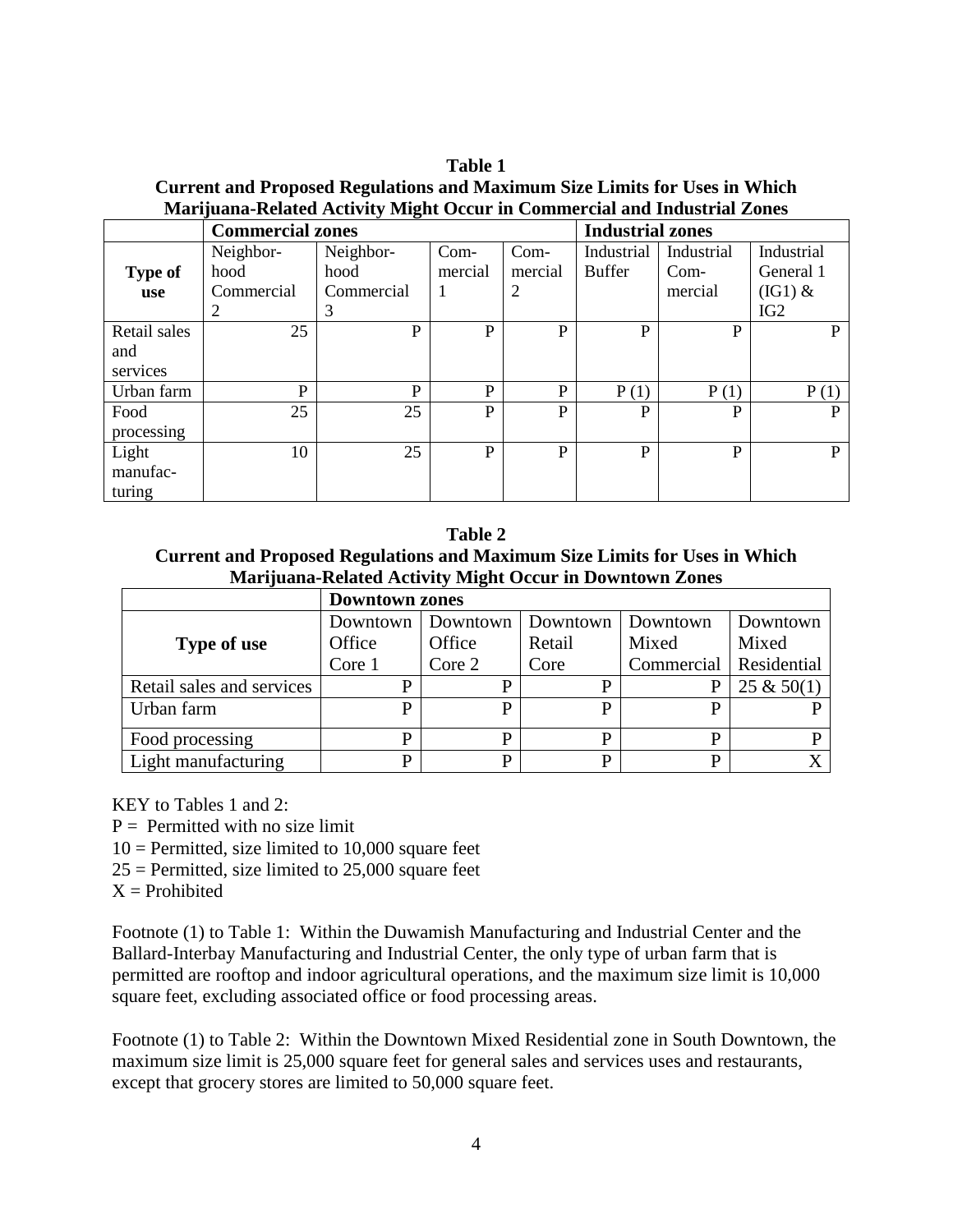**Table 1**
**Current and Proposed Regulations and Maximum Size Limits for Uses in Which Marijuana-Related Activity Might Occur in Commercial and Industrial Zones**

| | **Commercial zones** | | | | **Industrial zones** | | |
|---|---|---|---|---|---|---|---|
| **Type of use** | Neighborhood Commercial 2 | Neighborhood Commercial 3 | Commercial 1 | Commercial 2 | Industrial Buffer | Industrial Commercial | Industrial General 1 (IG1) & IG2 |
| Retail sales and services | 25 | P | P | P | P | P | P |
| Urban farm | P | P | P | P | P (1) | P (1) | P (1) |
| Food processing | 25 | 25 | P | P | P | P | P |
| Light manufacturing | 10 | 25 | P | P | P | P | P |

**Table 2**
**Current and Proposed Regulations and Maximum Size Limits for Uses in Which Marijuana-Related Activity Might Occur in Downtown Zones**

| | **Downtown zones** | | | | |
|---|---|---|---|---|---|
| **Type of use** | Downtown Office Core 1 | Downtown Office Core 2 | Downtown Retail Core | Downtown Mixed Commercial | Downtown Mixed Residential |
| Retail sales and services | P | P | P | P | 25 & 50(1) |
| Urban farm | P | P | P | P | P |
| Food processing | P | P | P | P | P |
| Light manufacturing | P | P | P | P | X |

KEY to Tables 1 and 2:
P = Permitted with no size limit
10 = Permitted, size limited to 10,000 square feet
25 = Permitted, size limited to 25,000 square feet
X = Prohibited

Footnote (1) to Table 1: Within the Duwamish Manufacturing and Industrial Center and the Ballard-Interbay Manufacturing and Industrial Center, the only type of urban farm that is permitted are rooftop and indoor agricultural operations, and the maximum size limit is 10,000 square feet, excluding associated office or food processing areas.

Footnote (1) to Table 2: Within the Downtown Mixed Residential zone in South Downtown, the maximum size limit is 25,000 square feet for general sales and services uses and restaurants, except that grocery stores are limited to 50,000 square feet.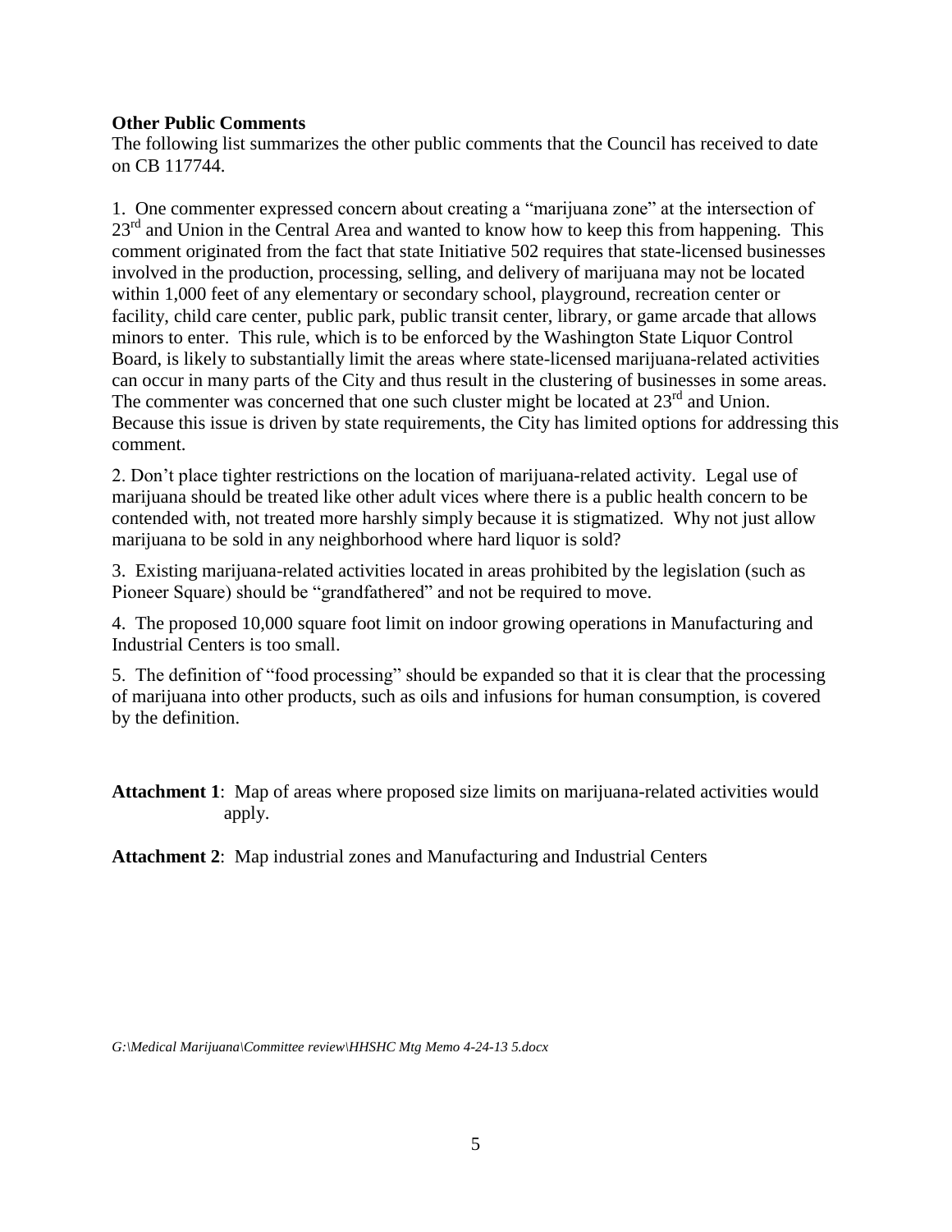**Other Public Comments**

The following list summarizes the other public comments that the Council has received to date on CB 117744.

1. One commenter expressed concern about creating a "marijuana zone" at the intersection of 23rd and Union in the Central Area and wanted to know how to keep this from happening. This comment originated from the fact that state Initiative 502 requires that state-licensed businesses involved in the production, processing, selling, and delivery of marijuana may not be located within 1,000 feet of any elementary or secondary school, playground, recreation center or facility, child care center, public park, public transit center, library, or game arcade that allows minors to enter. This rule, which is to be enforced by the Washington State Liquor Control Board, is likely to substantially limit the areas where state-licensed marijuana-related activities can occur in many parts of the City and thus result in the clustering of businesses in some areas. The commenter was concerned that one such cluster might be located at 23rd and Union. Because this issue is driven by state requirements, the City has limited options for addressing this comment.

2. Don't place tighter restrictions on the location of marijuana-related activity. Legal use of marijuana should be treated like other adult vices where there is a public health concern to be contended with, not treated more harshly simply because it is stigmatized. Why not just allow marijuana to be sold in any neighborhood where hard liquor is sold?

3. Existing marijuana-related activities located in areas prohibited by the legislation (such as Pioneer Square) should be "grandfathered" and not be required to move.

4. The proposed 10,000 square foot limit on indoor growing operations in Manufacturing and Industrial Centers is too small.

5. The definition of "food processing" should be expanded so that it is clear that the processing of marijuana into other products, such as oils and infusions for human consumption, is covered by the definition.

**Attachment 1**: Map of areas where proposed size limits on marijuana-related activities would apply.

**Attachment 2**: Map industrial zones and Manufacturing and Industrial Centers

*G:\Medical Marijuana\Committee review\HHSHC Mtg Memo 4-24-13 5.docx*